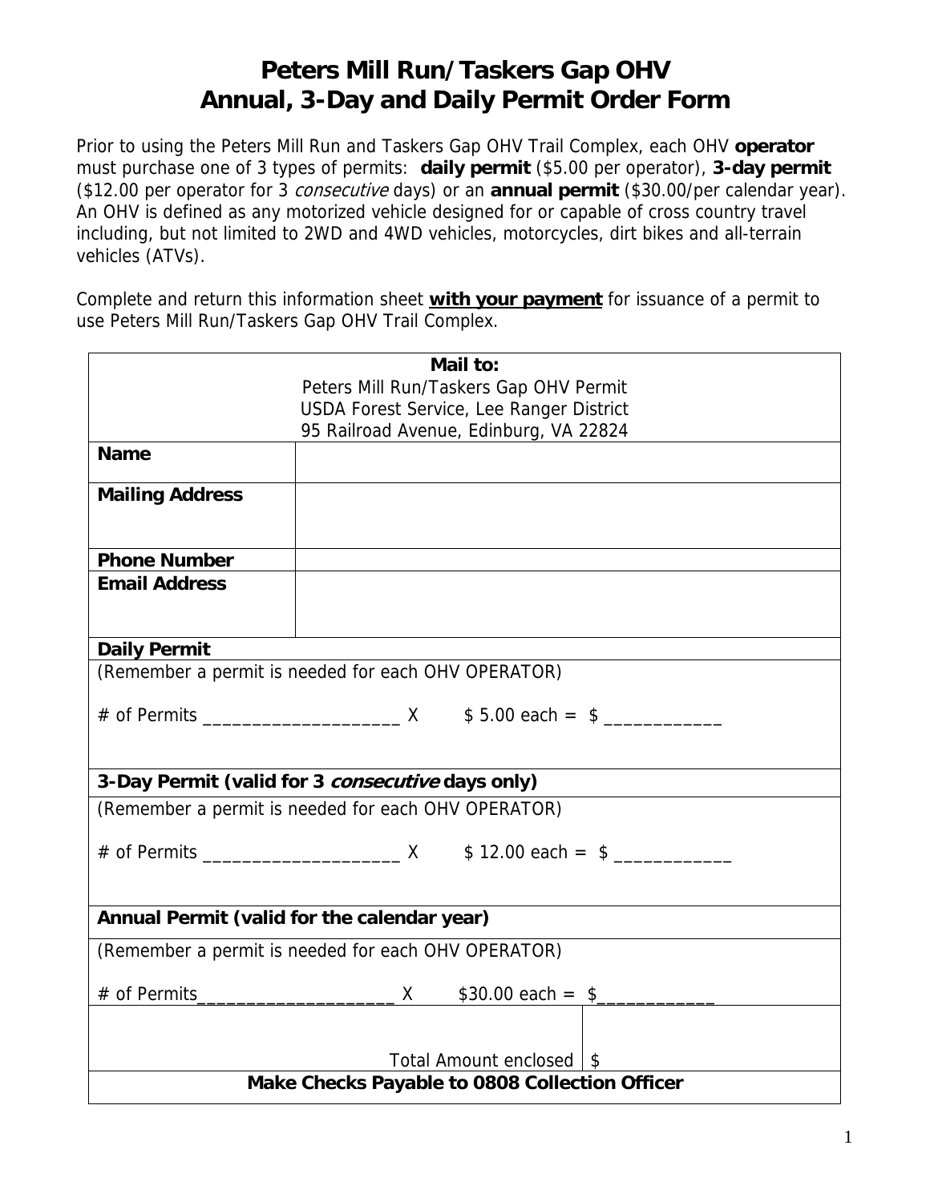# Peters Mill Run/Taskers Gap OHV Annual, 3-Day and Daily Permit Order Form

Prior to using the Peters Mill Run and Taskers Gap OHV Trail Complex, each OHV **operator** must purchase one of 3 types of permits: **daily permit** ($5.00 per operator), **3-day permit** ($12.00 per operator for 3 *consecutive* days) or an **annual permit** ($30.00/per calendar year). An OHV is defined as any motorized vehicle designed for or capable of cross country travel including, but not limited to 2WD and 4WD vehicles, motorcycles, dirt bikes and all-terrain vehicles (ATVs).

Complete and return this information sheet **with your payment** for issuance of a permit to use Peters Mill Run/Taskers Gap OHV Trail Complex.

| **Mail to:** Peters Mill Run/Taskers Gap OHV Permit, USDA Forest Service, Lee Ranger District, 95 Railroad Avenue, Edinburg, VA 22824 | |
|---|---|
| **Name** | |
| **Mailing Address** | |
| **Phone Number** | |
| **Email Address** | |
| **Daily Permit** | |
| (Remember a permit is needed for each OHV OPERATOR)<br><br># of Permits ____________________ X $ 5.00 each = $ ____________ | |
| **3-Day Permit (valid for 3 *consecutive* days only)** | |
| (Remember a permit is needed for each OHV OPERATOR)<br><br># of Permits ____________________ X $ 12.00 each = $ ____________ | |
| **Annual Permit (valid for the calendar year)** | |
| (Remember a permit is needed for each OHV OPERATOR)<br><br># of Permits____________________ X $30.00 each = $____________ | |
| Total Amount enclosed | $ |
| **Make Checks Payable to 0808 Collection Officer** | |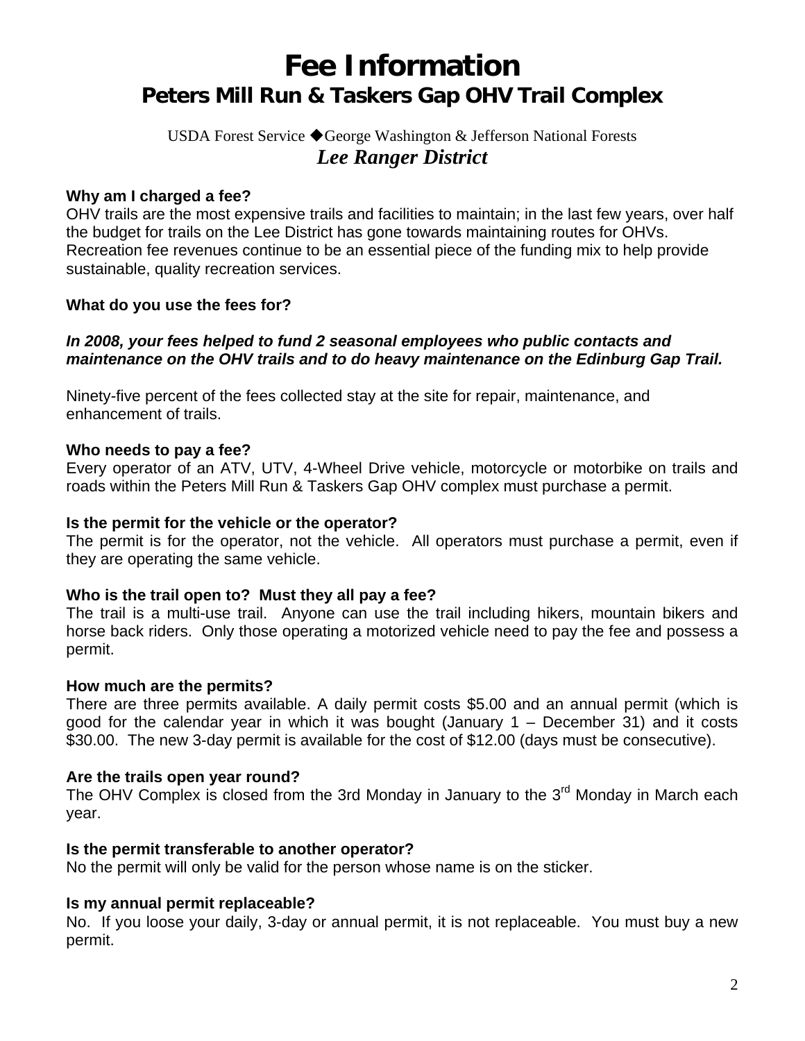# Fee Information

## Peters Mill Run & Taskers Gap OHV Trail Complex

USDA Forest Service ◆George Washington & Jefferson National Forests

***Lee Ranger District***

**Why am I charged a fee?**
OHV trails are the most expensive trails and facilities to maintain; in the last few years, over half the budget for trails on the Lee District has gone towards maintaining routes for OHVs. Recreation fee revenues continue to be an essential piece of the funding mix to help provide sustainable, quality recreation services.

**What do you use the fees for?**

***In 2008, your fees helped to fund 2 seasonal employees who public contacts and maintenance on the OHV trails and to do heavy maintenance on the Edinburg Gap Trail.***

Ninety-five percent of the fees collected stay at the site for repair, maintenance, and enhancement of trails.

**Who needs to pay a fee?**
Every operator of an ATV, UTV, 4-Wheel Drive vehicle, motorcycle or motorbike on trails and roads within the Peters Mill Run & Taskers Gap OHV complex must purchase a permit.

**Is the permit for the vehicle or the operator?**
The permit is for the operator, not the vehicle. All operators must purchase a permit, even if they are operating the same vehicle.

**Who is the trail open to? Must they all pay a fee?**
The trail is a multi-use trail. Anyone can use the trail including hikers, mountain bikers and horse back riders. Only those operating a motorized vehicle need to pay the fee and possess a permit.

**How much are the permits?**
There are three permits available. A daily permit costs $5.00 and an annual permit (which is good for the calendar year in which it was bought (January 1 – December 31) and it costs $30.00. The new 3-day permit is available for the cost of $12.00 (days must be consecutive).

**Are the trails open year round?**
The OHV Complex is closed from the 3rd Monday in January to the 3rd Monday in March each year.

**Is the permit transferable to another operator?**
No the permit will only be valid for the person whose name is on the sticker.

**Is my annual permit replaceable?**
No. If you loose your daily, 3-day or annual permit, it is not replaceable. You must buy a new permit.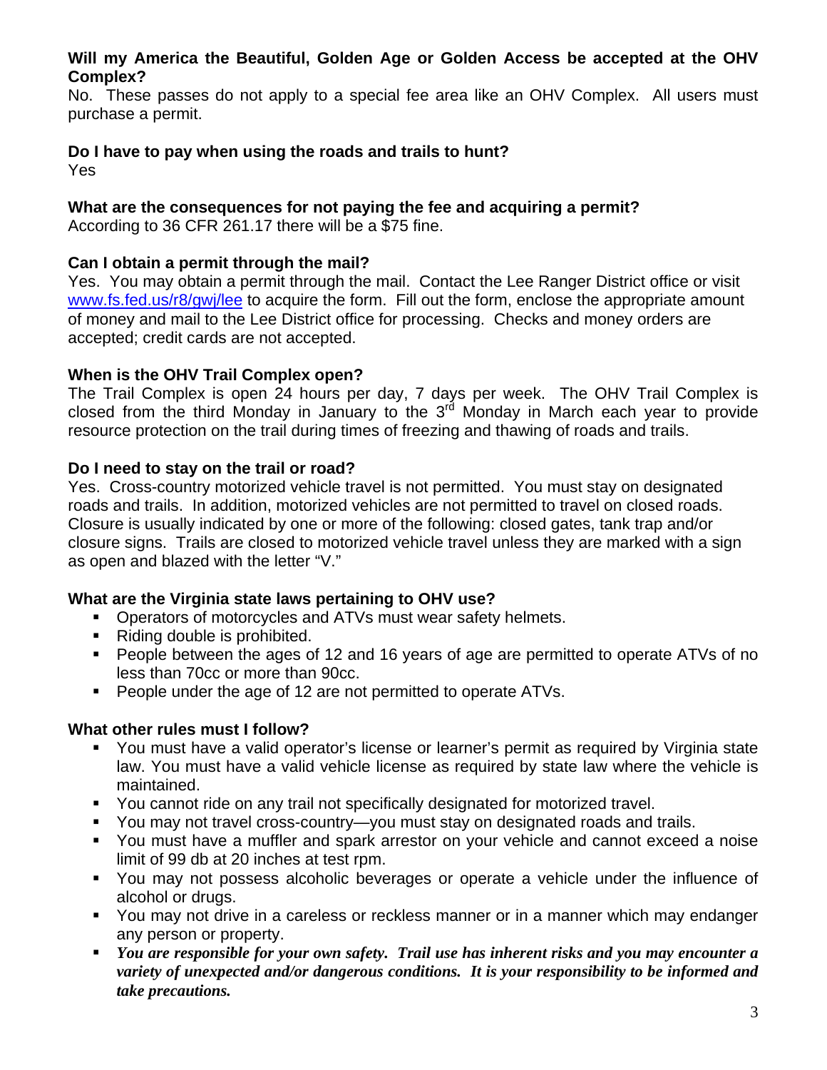**Will my America the Beautiful, Golden Age or Golden Access be accepted at the OHV Complex?**

No. These passes do not apply to a special fee area like an OHV Complex. All users must purchase a permit.

**Do I have to pay when using the roads and trails to hunt?**

Yes

**What are the consequences for not paying the fee and acquiring a permit?**

According to 36 CFR 261.17 there will be a $75 fine.

**Can I obtain a permit through the mail?**

Yes. You may obtain a permit through the mail. Contact the Lee Ranger District office or visit [www.fs.fed.us/r8/gwj/lee](www.fs.fed.us/r8/gwj/lee) to acquire the form. Fill out the form, enclose the appropriate amount of money and mail to the Lee District office for processing. Checks and money orders are accepted; credit cards are not accepted.

**When is the OHV Trail Complex open?**

The Trail Complex is open 24 hours per day, 7 days per week. The OHV Trail Complex is closed from the third Monday in January to the 3rd Monday in March each year to provide resource protection on the trail during times of freezing and thawing of roads and trails.

**Do I need to stay on the trail or road?**

Yes. Cross-country motorized vehicle travel is not permitted. You must stay on designated roads and trails. In addition, motorized vehicles are not permitted to travel on closed roads. Closure is usually indicated by one or more of the following: closed gates, tank trap and/or closure signs. Trails are closed to motorized vehicle travel unless they are marked with a sign as open and blazed with the letter "V."

**What are the Virginia state laws pertaining to OHV use?**

- Operators of motorcycles and ATVs must wear safety helmets.
- Riding double is prohibited.
- People between the ages of 12 and 16 years of age are permitted to operate ATVs of no less than 70cc or more than 90cc.
- People under the age of 12 are not permitted to operate ATVs.

**What other rules must I follow?**

- You must have a valid operator's license or learner's permit as required by Virginia state law. You must have a valid vehicle license as required by state law where the vehicle is maintained.
- You cannot ride on any trail not specifically designated for motorized travel.
- You may not travel cross-country—you must stay on designated roads and trails.
- You must have a muffler and spark arrestor on your vehicle and cannot exceed a noise limit of 99 db at 20 inches at test rpm.
- You may not possess alcoholic beverages or operate a vehicle under the influence of alcohol or drugs.
- You may not drive in a careless or reckless manner or in a manner which may endanger any person or property.
- ***You are responsible for your own safety. Trail use has inherent risks and you may encounter a variety of unexpected and/or dangerous conditions. It is your responsibility to be informed and take precautions.***